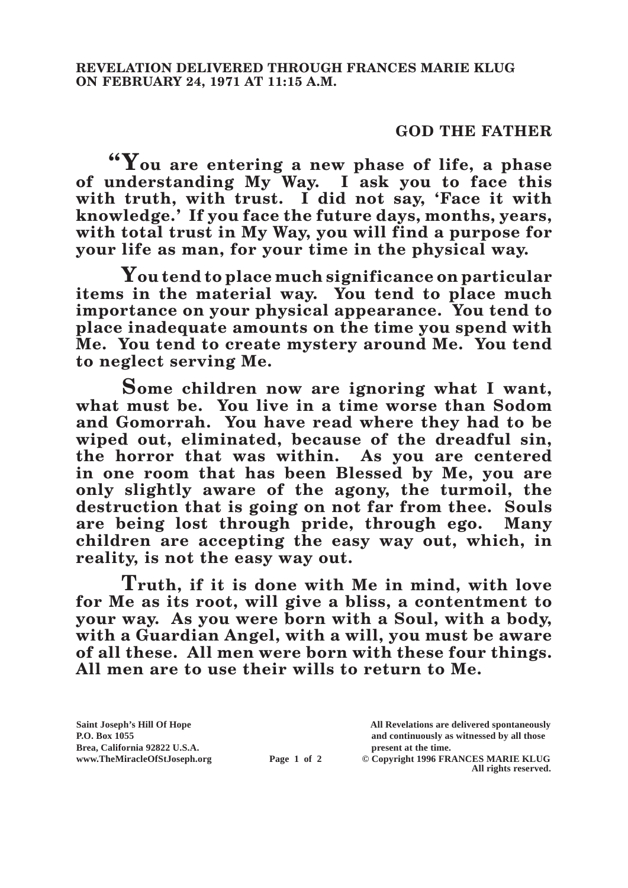**REVELATION DELIVERED THROUGH FRANCES MARIE KLUG ON FEBRUARY 24, 1971 AT 11:15 A.M.**

## GOD THE FATHER

**"You are entering a new phase of life, a phase of understanding My Way. I ask you to face this with truth, with trust. I did not say, 'Face it with knowledge.' If you face the future days, months, years, with total trust in My Way, you will find a purpose for your life as man, for your time in the physical way.**

**You tend to place much significance on particular items in the material way. You tend to place much importance on your physical appearance. You tend to place inadequate amounts on the time you spend with Me. You tend to create mystery around Me. You tend to neglect serving Me.**

**Some children now are ignoring what I want, what must be. You live in a time worse than Sodom and Gomorrah. You have read where they had to be wiped out, eliminated, because of the dreadful sin, the horror that was within. As you are centered in one room that has been Blessed by Me, you are only slightly aware of the agony, the turmoil, the destruction that is going on not far from thee. Souls are being lost through pride, through ego. Many children are accepting the easy way out, which, in reality, is not the easy way out.**

**Truth, if it is done with Me in mind, with love for Me as its root, will give a bliss, a contentment to your way. As you were born with a Soul, with a body, with a Guardian Angel, with a will, you must be aware of all these. All men were born with these four things. All men are to use their wills to return to Me.**

Saint Joseph's Hill Of Hope
P.O. Box 1055
Brea, California 92822 U.S.A.
www.TheMiracleOfStJoseph.org

All Revelations are delivered spontaneously and continuously as witnessed by all those present at the time.
© Copyright 1996 FRANCES MARIE KLUG
All rights reserved.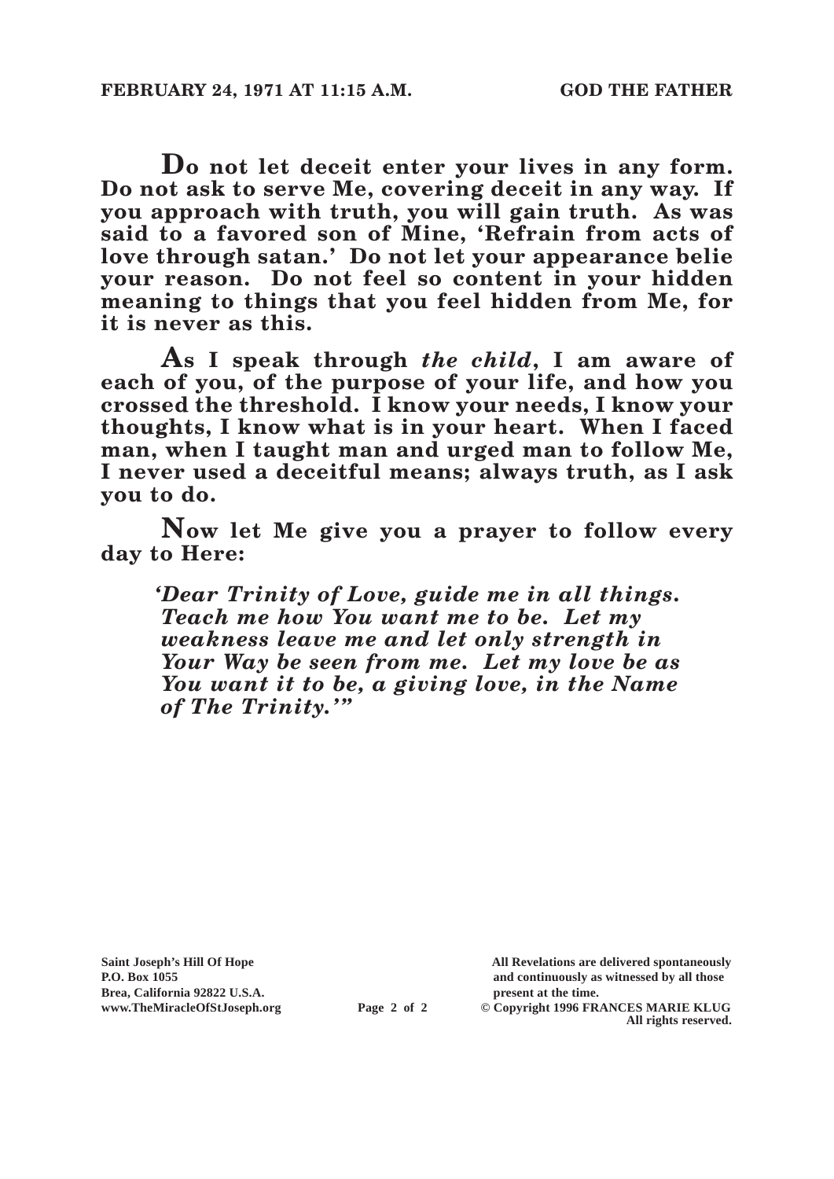**Do not let deceit enter your lives in any form. Do not ask to serve Me, covering deceit in any way. If you approach with truth, you will gain truth. As was said to a favored son of Mine, 'Refrain from acts of love through satan.' Do not let your appearance belie your reason. Do not feel so content in your hidden meaning to things that you feel hidden from Me, for it is never as this.**

**As I speak through *the child*, I am aware of each of you, of the purpose of your life, and how you crossed the threshold. I know your needs, I know your thoughts, I know what is in your heart. When I faced man, when I taught man and urged man to follow Me, I never used a deceitful means; always truth, as I ask you to do.**

**Now let Me give you a prayer to follow every day to Here:**

> ***'Dear Trinity of Love, guide me in all things. Teach me how You want me to be. Let my weakness leave me and let only strength in Your Way be seen from me. Let my love be as You want it to be, a giving love, in the Name of The Trinity.'"***

Saint Joseph's Hill Of Hope
P.O. Box 1055
Brea, California 92822 U.S.A.
www.TheMiracleOfStJoseph.org

All Revelations are delivered spontaneously and continuously as witnessed by all those present at the time.
© Copyright 1996 FRANCES MARIE KLUG
All rights reserved.